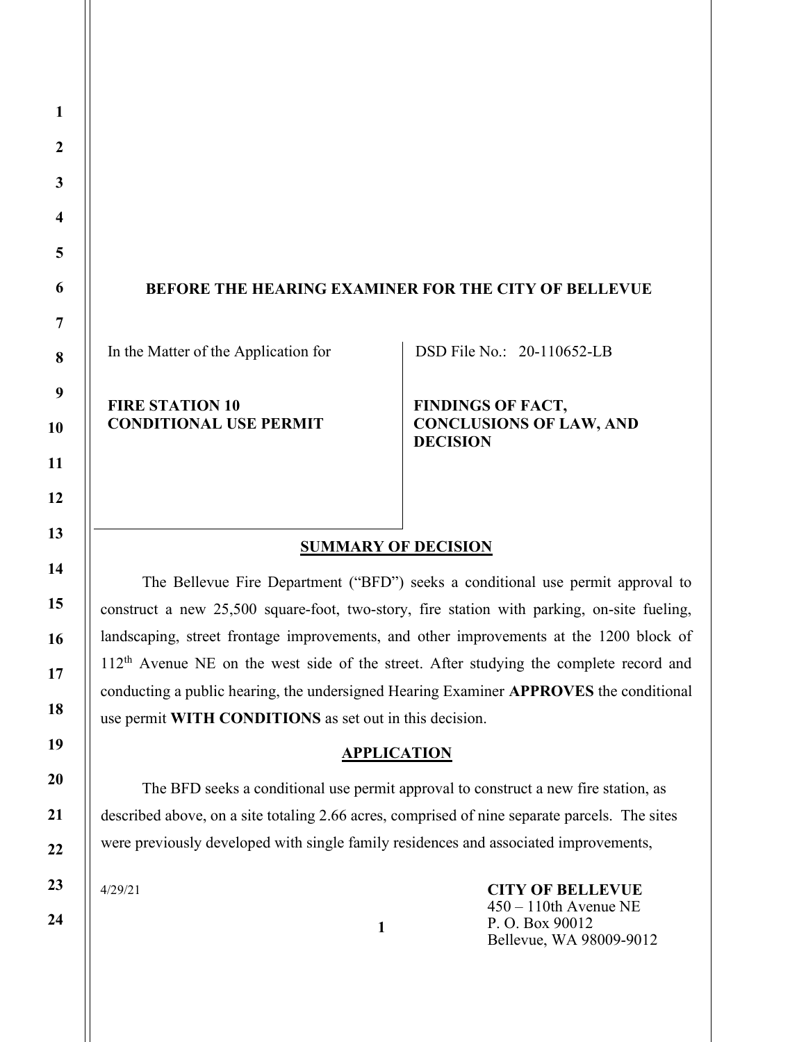**BEFORE THE HEARING EXAMINER FOR THE CITY OF BELLEVUE**

| In the Matter of the Application for | DSD File No.: 20-110652-LB |
| --- | --- |
| **FIRE STATION 10 CONDITIONAL USE PERMIT** | **FINDINGS OF FACT, CONCLUSIONS OF LAW, AND DECISION** |

## SUMMARY OF DECISION

The Bellevue Fire Department ("BFD") seeks a conditional use permit approval to construct a new 25,500 square-foot, two-story, fire station with parking, on-site fueling, landscaping, street frontage improvements, and other improvements at the 1200 block of 112th Avenue NE on the west side of the street. After studying the complete record and conducting a public hearing, the undersigned Hearing Examiner **APPROVES** the conditional use permit **WITH CONDITIONS** as set out in this decision.

## APPLICATION

The BFD seeks a conditional use permit approval to construct a new fire station, as described above, on a site totaling 2.66 acres, comprised of nine separate parcels. The sites were previously developed with single family residences and associated improvements,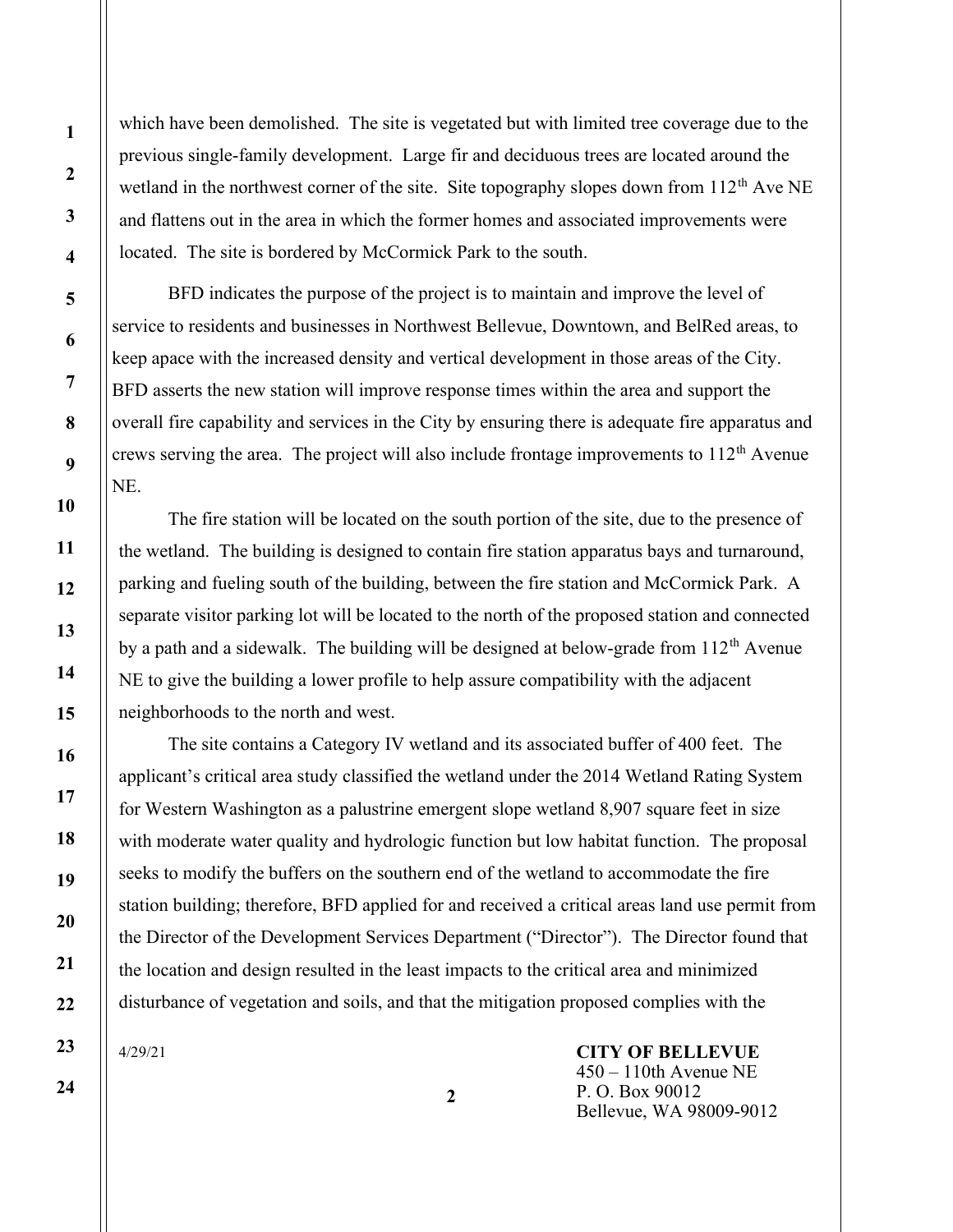which have been demolished. The site is vegetated but with limited tree coverage due to the previous single-family development. Large fir and deciduous trees are located around the wetland in the northwest corner of the site. Site topography slopes down from 112th Ave NE and flattens out in the area in which the former homes and associated improvements were located. The site is bordered by McCormick Park to the south.

BFD indicates the purpose of the project is to maintain and improve the level of service to residents and businesses in Northwest Bellevue, Downtown, and BelRed areas, to keep apace with the increased density and vertical development in those areas of the City. BFD asserts the new station will improve response times within the area and support the overall fire capability and services in the City by ensuring there is adequate fire apparatus and crews serving the area. The project will also include frontage improvements to 112th Avenue NE.

The fire station will be located on the south portion of the site, due to the presence of the wetland. The building is designed to contain fire station apparatus bays and turnaround, parking and fueling south of the building, between the fire station and McCormick Park. A separate visitor parking lot will be located to the north of the proposed station and connected by a path and a sidewalk. The building will be designed at below-grade from 112th Avenue NE to give the building a lower profile to help assure compatibility with the adjacent neighborhoods to the north and west.

The site contains a Category IV wetland and its associated buffer of 400 feet. The applicant's critical area study classified the wetland under the 2014 Wetland Rating System for Western Washington as a palustrine emergent slope wetland 8,907 square feet in size with moderate water quality and hydrologic function but low habitat function. The proposal seeks to modify the buffers on the southern end of the wetland to accommodate the fire station building; therefore, BFD applied for and received a critical areas land use permit from the Director of the Development Services Department ("Director"). The Director found that the location and design resulted in the least impacts to the critical area and minimized disturbance of vegetation and soils, and that the mitigation proposed complies with the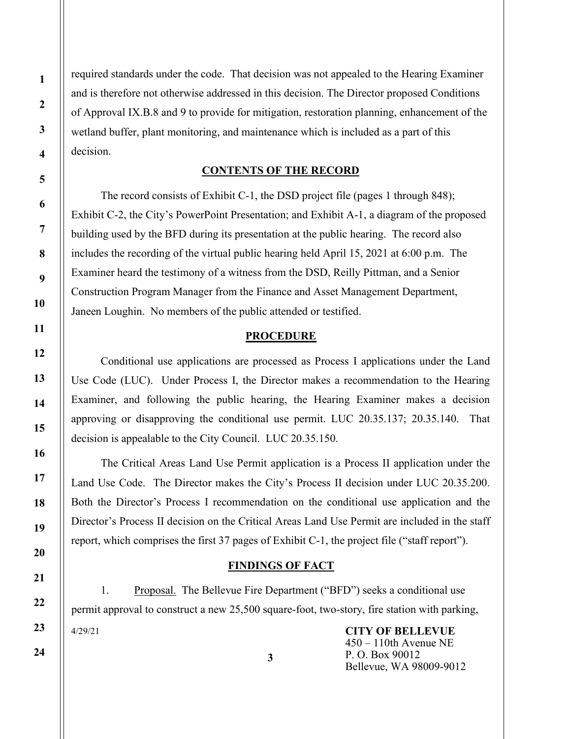required standards under the code. That decision was not appealed to the Hearing Examiner and is therefore not otherwise addressed in this decision. The Director proposed Conditions of Approval IX.B.8 and 9 to provide for mitigation, restoration planning, enhancement of the wetland buffer, plant monitoring, and maintenance which is included as a part of this decision.

## CONTENTS OF THE RECORD

The record consists of Exhibit C-1, the DSD project file (pages 1 through 848); Exhibit C-2, the City's PowerPoint Presentation; and Exhibit A-1, a diagram of the proposed building used by the BFD during its presentation at the public hearing. The record also includes the recording of the virtual public hearing held April 15, 2021 at 6:00 p.m. The Examiner heard the testimony of a witness from the DSD, Reilly Pittman, and a Senior Construction Program Manager from the Finance and Asset Management Department, Janeen Loughin. No members of the public attended or testified.

## PROCEDURE

Conditional use applications are processed as Process I applications under the Land Use Code (LUC). Under Process I, the Director makes a recommendation to the Hearing Examiner, and following the public hearing, the Hearing Examiner makes a decision approving or disapproving the conditional use permit. LUC 20.35.137; 20.35.140. That decision is appealable to the City Council. LUC 20.35.150.

The Critical Areas Land Use Permit application is a Process II application under the Land Use Code. The Director makes the City's Process II decision under LUC 20.35.200. Both the Director's Process I recommendation on the conditional use application and the Director's Process II decision on the Critical Areas Land Use Permit are included in the staff report, which comprises the first 37 pages of Exhibit C-1, the project file ("staff report").

## FINDINGS OF FACT

1. Proposal. The Bellevue Fire Department ("BFD") seeks a conditional use permit approval to construct a new 25,500 square-foot, two-story, fire station with parking,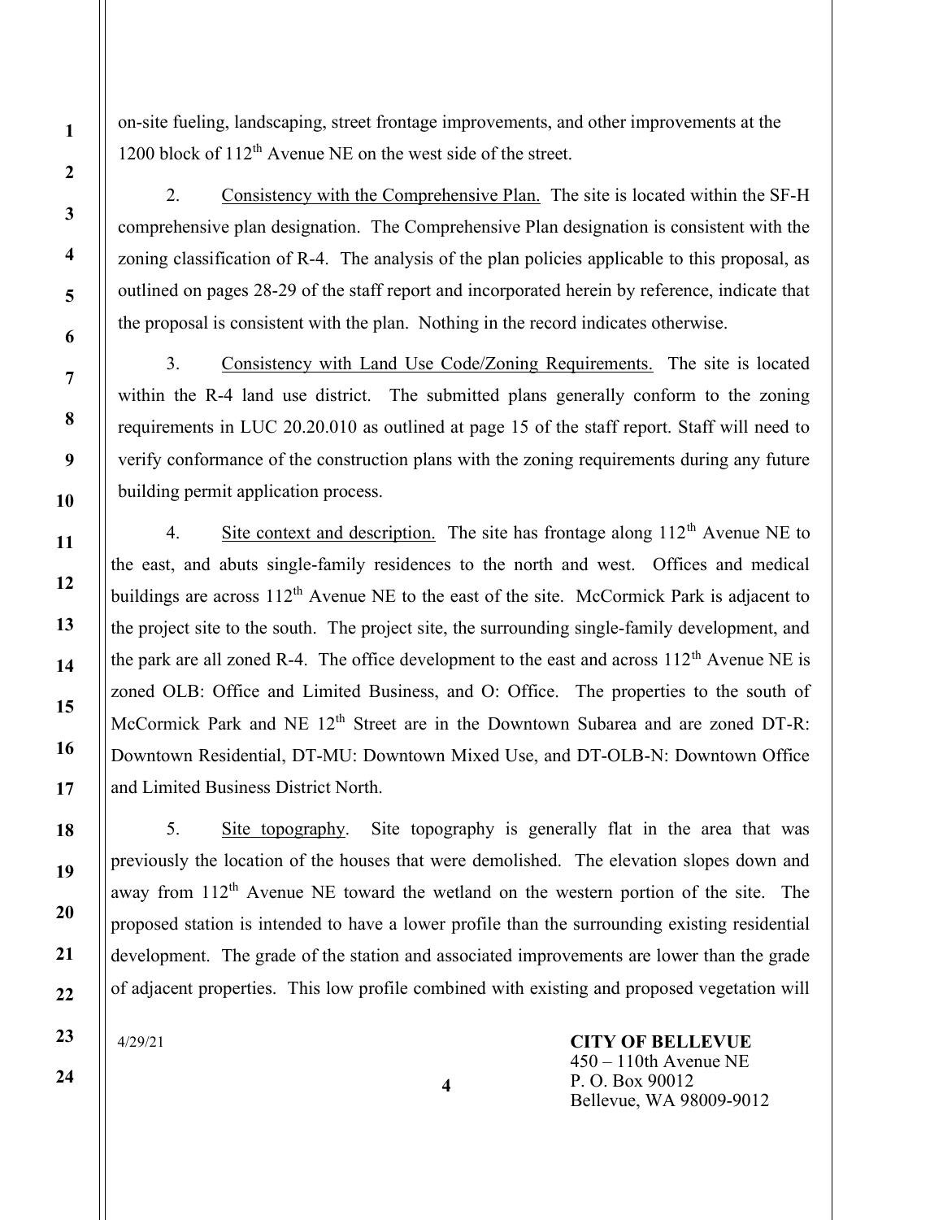on-site fueling, landscaping, street frontage improvements, and other improvements at the 1200 block of 112th Avenue NE on the west side of the street.

2. Consistency with the Comprehensive Plan. The site is located within the SF-H comprehensive plan designation. The Comprehensive Plan designation is consistent with the zoning classification of R-4. The analysis of the plan policies applicable to this proposal, as outlined on pages 28-29 of the staff report and incorporated herein by reference, indicate that the proposal is consistent with the plan. Nothing in the record indicates otherwise.

3. Consistency with Land Use Code/Zoning Requirements. The site is located within the R-4 land use district. The submitted plans generally conform to the zoning requirements in LUC 20.20.010 as outlined at page 15 of the staff report. Staff will need to verify conformance of the construction plans with the zoning requirements during any future building permit application process.

4. Site context and description. The site has frontage along 112th Avenue NE to the east, and abuts single-family residences to the north and west. Offices and medical buildings are across 112th Avenue NE to the east of the site. McCormick Park is adjacent to the project site to the south. The project site, the surrounding single-family development, and the park are all zoned R-4. The office development to the east and across 112th Avenue NE is zoned OLB: Office and Limited Business, and O: Office. The properties to the south of McCormick Park and NE 12th Street are in the Downtown Subarea and are zoned DT-R: Downtown Residential, DT-MU: Downtown Mixed Use, and DT-OLB-N: Downtown Office and Limited Business District North.

5. Site topography. Site topography is generally flat in the area that was previously the location of the houses that were demolished. The elevation slopes down and away from 112th Avenue NE toward the wetland on the western portion of the site. The proposed station is intended to have a lower profile than the surrounding existing residential development. The grade of the station and associated improvements are lower than the grade of adjacent properties. This low profile combined with existing and proposed vegetation will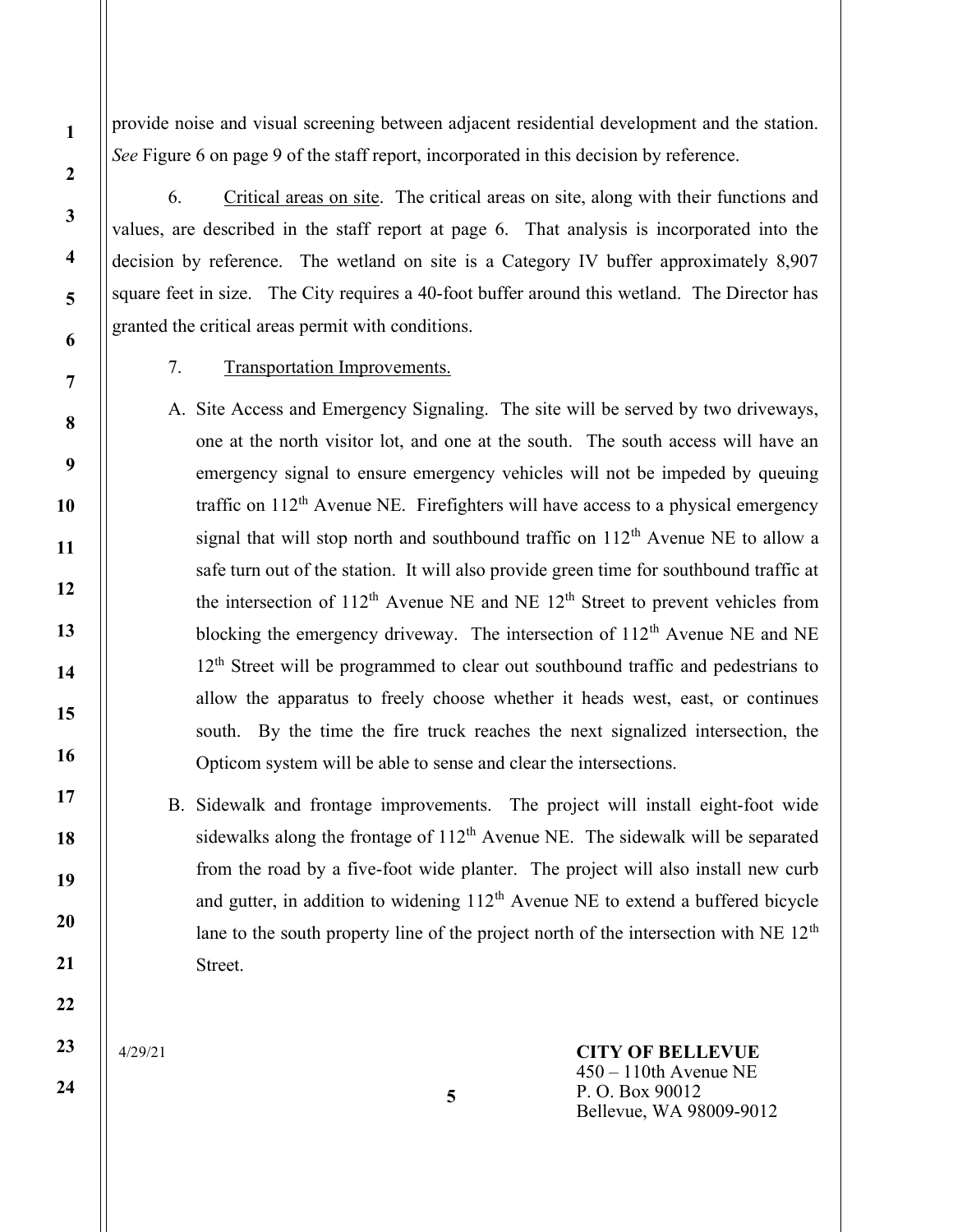provide noise and visual screening between adjacent residential development and the station. *See* Figure 6 on page 9 of the staff report, incorporated in this decision by reference.

6. Critical areas on site. The critical areas on site, along with their functions and values, are described in the staff report at page 6. That analysis is incorporated into the decision by reference. The wetland on site is a Category IV buffer approximately 8,907 square feet in size. The City requires a 40-foot buffer around this wetland. The Director has granted the critical areas permit with conditions.

7. Transportation Improvements.

A. Site Access and Emergency Signaling. The site will be served by two driveways, one at the north visitor lot, and one at the south. The south access will have an emergency signal to ensure emergency vehicles will not be impeded by queuing traffic on 112th Avenue NE. Firefighters will have access to a physical emergency signal that will stop north and southbound traffic on 112th Avenue NE to allow a safe turn out of the station. It will also provide green time for southbound traffic at the intersection of 112th Avenue NE and NE 12th Street to prevent vehicles from blocking the emergency driveway. The intersection of 112th Avenue NE and NE 12th Street will be programmed to clear out southbound traffic and pedestrians to allow the apparatus to freely choose whether it heads west, east, or continues south. By the time the fire truck reaches the next signalized intersection, the Opticom system will be able to sense and clear the intersections.

B. Sidewalk and frontage improvements. The project will install eight-foot wide sidewalks along the frontage of 112th Avenue NE. The sidewalk will be separated from the road by a five-foot wide planter. The project will also install new curb and gutter, in addition to widening 112th Avenue NE to extend a buffered bicycle lane to the south property line of the project north of the intersection with NE 12th Street.

4/29/21

**CITY OF BELLEVUE**
450 – 110th Avenue NE
P. O. Box 90012
Bellevue, WA 98009-9012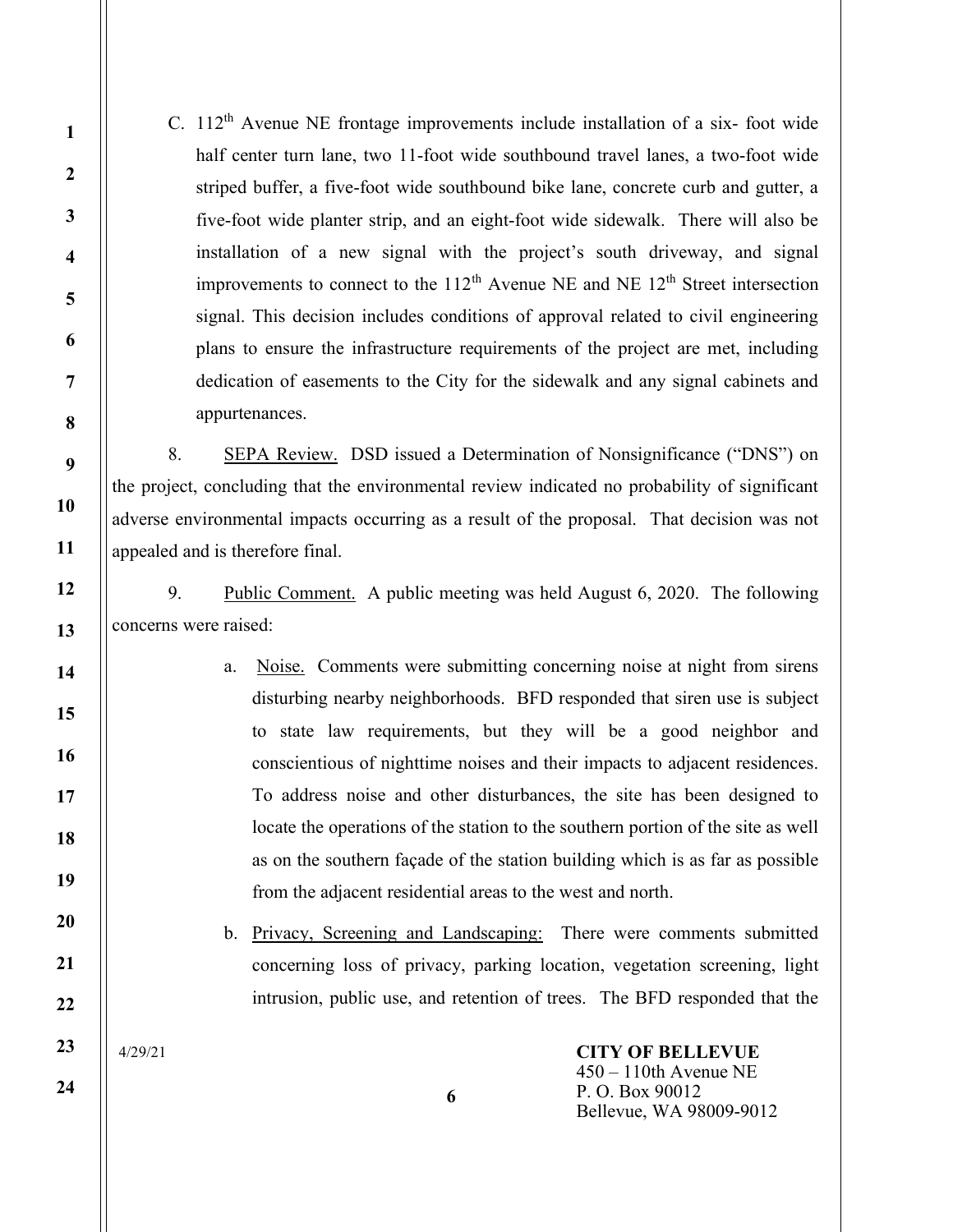C. 112th Avenue NE frontage improvements include installation of a six- foot wide half center turn lane, two 11-foot wide southbound travel lanes, a two-foot wide striped buffer, a five-foot wide southbound bike lane, concrete curb and gutter, a five-foot wide planter strip, and an eight-foot wide sidewalk. There will also be installation of a new signal with the project's south driveway, and signal improvements to connect to the 112th Avenue NE and NE 12th Street intersection signal. This decision includes conditions of approval related to civil engineering plans to ensure the infrastructure requirements of the project are met, including dedication of easements to the City for the sidewalk and any signal cabinets and appurtenances.

8. SEPA Review. DSD issued a Determination of Nonsignificance ("DNS") on the project, concluding that the environmental review indicated no probability of significant adverse environmental impacts occurring as a result of the proposal. That decision was not appealed and is therefore final.

9. Public Comment. A public meeting was held August 6, 2020. The following concerns were raised:

a. Noise. Comments were submitting concerning noise at night from sirens disturbing nearby neighborhoods. BFD responded that siren use is subject to state law requirements, but they will be a good neighbor and conscientious of nighttime noises and their impacts to adjacent residences. To address noise and other disturbances, the site has been designed to locate the operations of the station to the southern portion of the site as well as on the southern façade of the station building which is as far as possible from the adjacent residential areas to the west and north.

b. Privacy, Screening and Landscaping: There were comments submitted concerning loss of privacy, parking location, vegetation screening, light intrusion, public use, and retention of trees. The BFD responded that the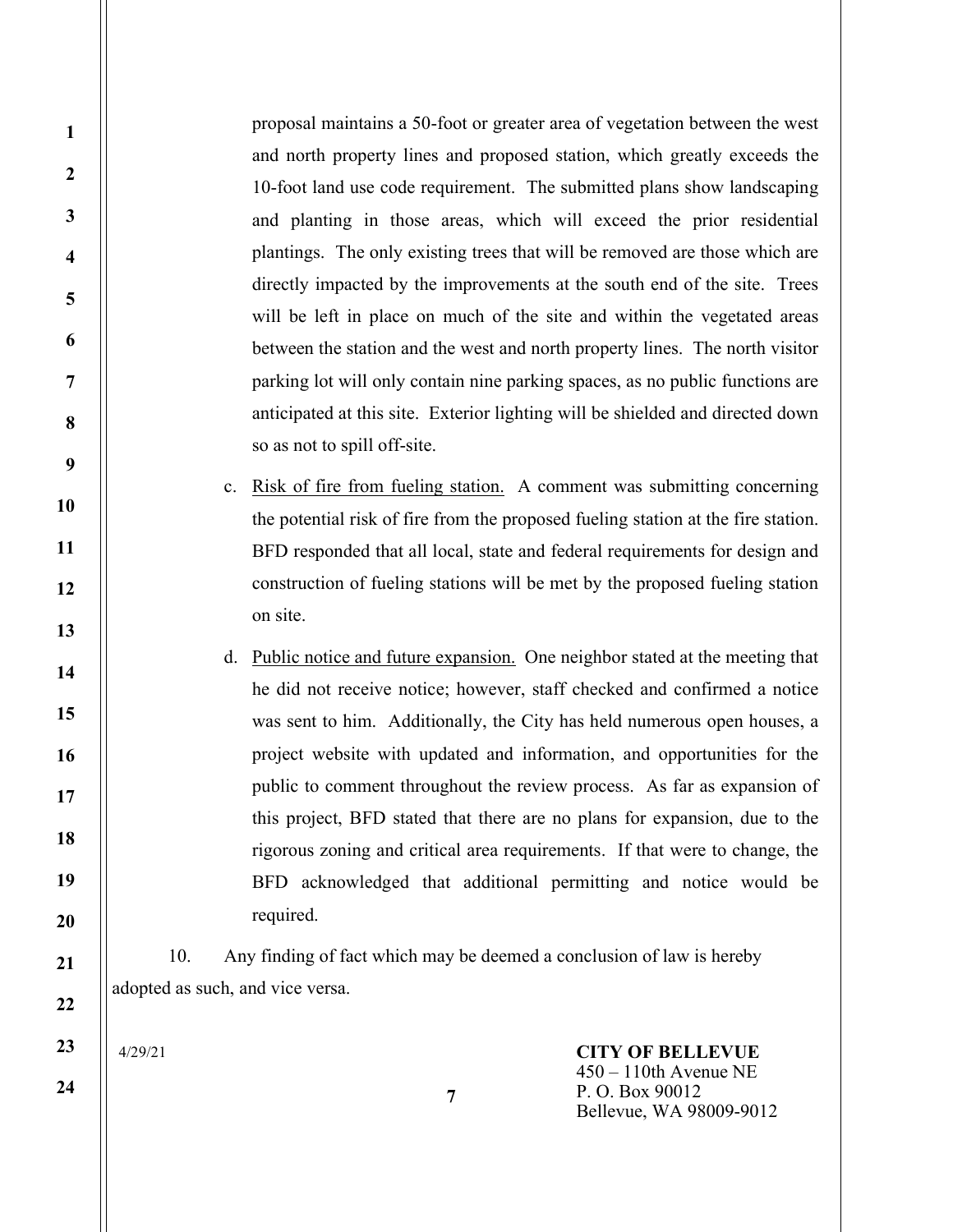proposal maintains a 50-foot or greater area of vegetation between the west and north property lines and proposed station, which greatly exceeds the 10-foot land use code requirement. The submitted plans show landscaping and planting in those areas, which will exceed the prior residential plantings. The only existing trees that will be removed are those which are directly impacted by the improvements at the south end of the site. Trees will be left in place on much of the site and within the vegetated areas between the station and the west and north property lines. The north visitor parking lot will only contain nine parking spaces, as no public functions are anticipated at this site. Exterior lighting will be shielded and directed down so as not to spill off-site.

c. Risk of fire from fueling station. A comment was submitting concerning the potential risk of fire from the proposed fueling station at the fire station. BFD responded that all local, state and federal requirements for design and construction of fueling stations will be met by the proposed fueling station on site.

d. Public notice and future expansion. One neighbor stated at the meeting that he did not receive notice; however, staff checked and confirmed a notice was sent to him. Additionally, the City has held numerous open houses, a project website with updated and information, and opportunities for the public to comment throughout the review process. As far as expansion of this project, BFD stated that there are no plans for expansion, due to the rigorous zoning and critical area requirements. If that were to change, the BFD acknowledged that additional permitting and notice would be required.

10. Any finding of fact which may be deemed a conclusion of law is hereby adopted as such, and vice versa.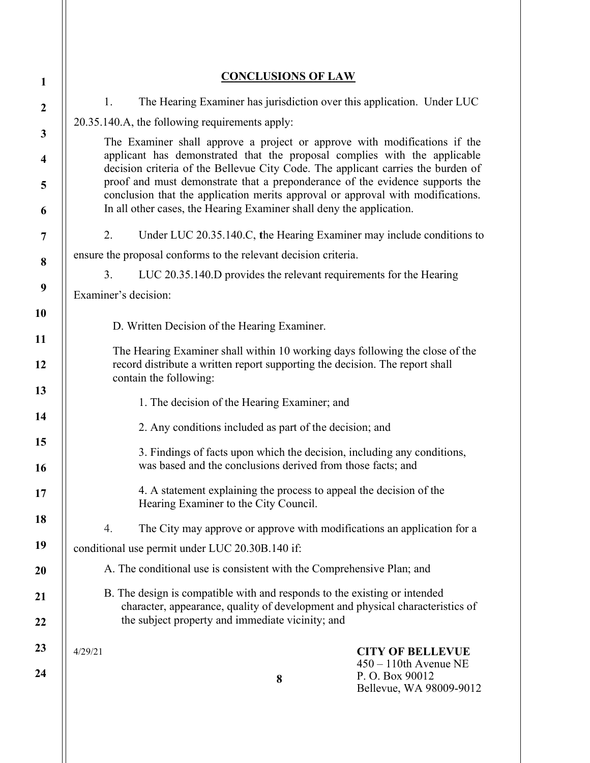## CONCLUSIONS OF LAW

1. The Hearing Examiner has jurisdiction over this application. Under LUC 20.35.140.A, the following requirements apply:

> The Examiner shall approve a project or approve with modifications if the applicant has demonstrated that the proposal complies with the applicable decision criteria of the Bellevue City Code. The applicant carries the burden of proof and must demonstrate that a preponderance of the evidence supports the conclusion that the application merits approval or approval with modifications. In all other cases, the Hearing Examiner shall deny the application.

2. Under LUC 20.35.140.C, the Hearing Examiner may include conditions to ensure the proposal conforms to the relevant decision criteria.

3. LUC 20.35.140.D provides the relevant requirements for the Hearing Examiner's decision:

> D. Written Decision of the Hearing Examiner.
>
> The Hearing Examiner shall within 10 working days following the close of the record distribute a written report supporting the decision. The report shall contain the following:
>
> 1. The decision of the Hearing Examiner; and
>
> 2. Any conditions included as part of the decision; and
>
> 3. Findings of facts upon which the decision, including any conditions, was based and the conclusions derived from those facts; and
>
> 4. A statement explaining the process to appeal the decision of the Hearing Examiner to the City Council.

4. The City may approve or approve with modifications an application for a conditional use permit under LUC 20.30B.140 if:

> A. The conditional use is consistent with the Comprehensive Plan; and
>
> B. The design is compatible with and responds to the existing or intended character, appearance, quality of development and physical characteristics of the subject property and immediate vicinity; and

4/29/21

**CITY OF BELLEVUE**
450 – 110th Avenue NE
P. O. Box 90012
Bellevue, WA 98009-9012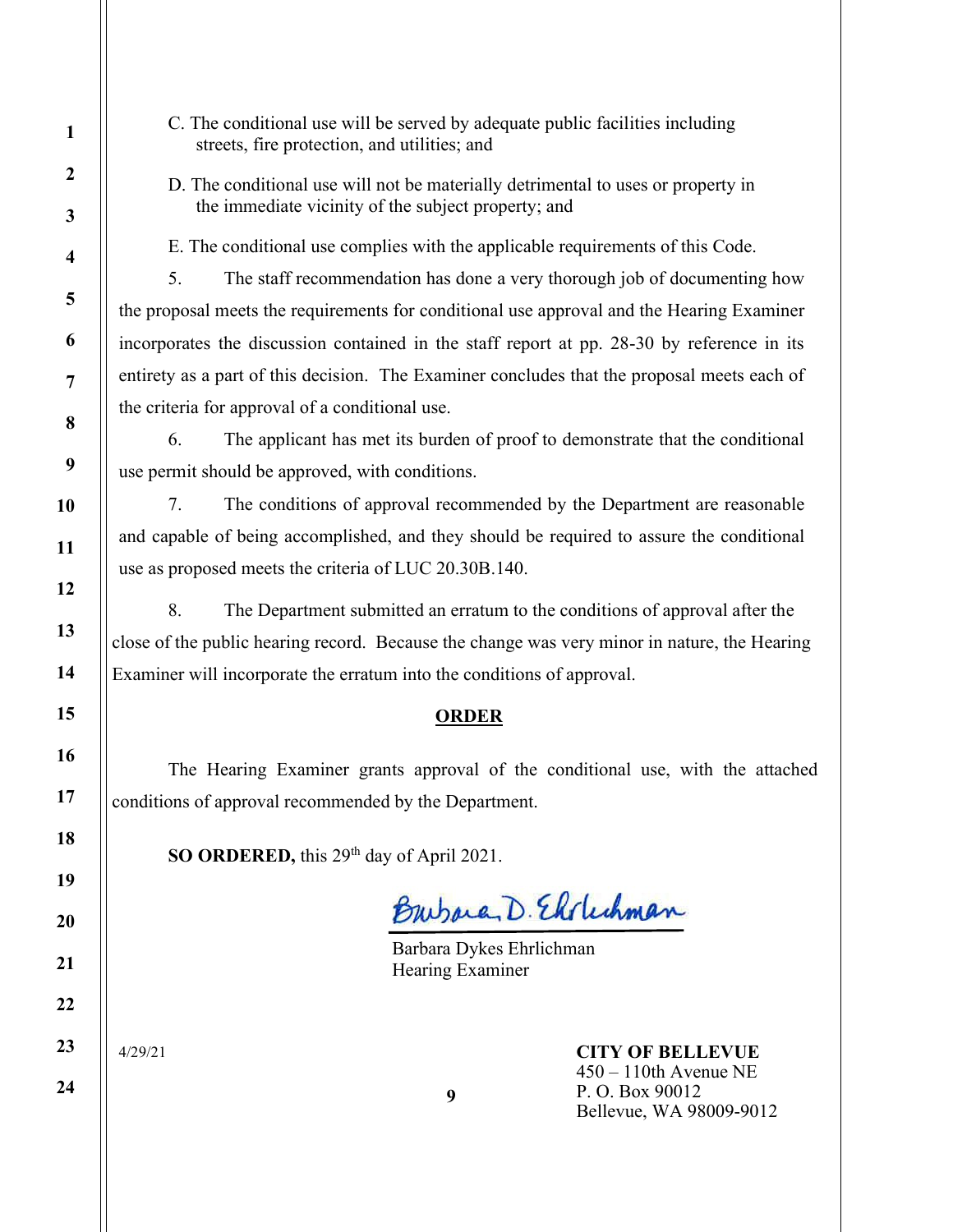C. The conditional use will be served by adequate public facilities including streets, fire protection, and utilities; and

D. The conditional use will not be materially detrimental to uses or property in the immediate vicinity of the subject property; and

E. The conditional use complies with the applicable requirements of this Code.

5. The staff recommendation has done a very thorough job of documenting how the proposal meets the requirements for conditional use approval and the Hearing Examiner incorporates the discussion contained in the staff report at pp. 28-30 by reference in its entirety as a part of this decision. The Examiner concludes that the proposal meets each of the criteria for approval of a conditional use.

6. The applicant has met its burden of proof to demonstrate that the conditional use permit should be approved, with conditions.

7. The conditions of approval recommended by the Department are reasonable and capable of being accomplished, and they should be required to assure the conditional use as proposed meets the criteria of LUC 20.30B.140.

8. The Department submitted an erratum to the conditions of approval after the close of the public hearing record. Because the change was very minor in nature, the Hearing Examiner will incorporate the erratum into the conditions of approval.

## ORDER

The Hearing Examiner grants approval of the conditional use, with the attached conditions of approval recommended by the Department.

**SO ORDERED,** this 29th day of April 2021.

Barbara D. Ehrlichman

Barbara Dykes Ehrlichman
Hearing Examiner

4/29/21

**CITY OF BELLEVUE**
450 – 110th Avenue NE
P. O. Box 90012
Bellevue, WA 98009-9012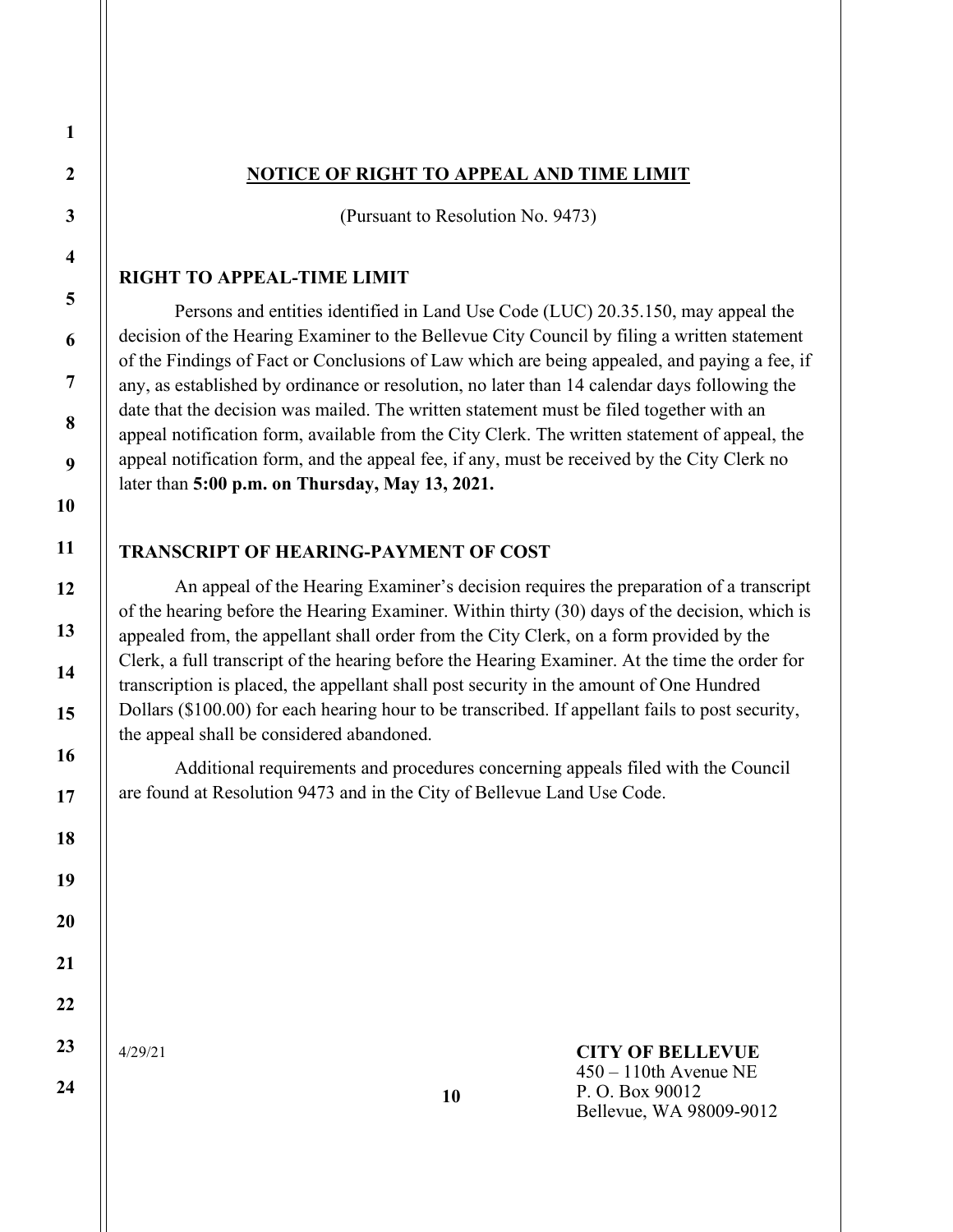## NOTICE OF RIGHT TO APPEAL AND TIME LIMIT

(Pursuant to Resolution No. 9473)

### RIGHT TO APPEAL-TIME LIMIT

Persons and entities identified in Land Use Code (LUC) 20.35.150, may appeal the decision of the Hearing Examiner to the Bellevue City Council by filing a written statement of the Findings of Fact or Conclusions of Law which are being appealed, and paying a fee, if any, as established by ordinance or resolution, no later than 14 calendar days following the date that the decision was mailed. The written statement must be filed together with an appeal notification form, available from the City Clerk. The written statement of appeal, the appeal notification form, and the appeal fee, if any, must be received by the City Clerk no later than **5:00 p.m. on Thursday, May 13, 2021.**

### TRANSCRIPT OF HEARING-PAYMENT OF COST

An appeal of the Hearing Examiner's decision requires the preparation of a transcript of the hearing before the Hearing Examiner. Within thirty (30) days of the decision, which is appealed from, the appellant shall order from the City Clerk, on a form provided by the Clerk, a full transcript of the hearing before the Hearing Examiner. At the time the order for transcription is placed, the appellant shall post security in the amount of One Hundred Dollars ($100.00) for each hearing hour to be transcribed. If appellant fails to post security, the appeal shall be considered abandoned.

Additional requirements and procedures concerning appeals filed with the Council are found at Resolution 9473 and in the City of Bellevue Land Use Code.

4/29/21

**CITY OF BELLEVUE**
450 – 110th Avenue NE
P. O. Box 90012
Bellevue, WA 98009-9012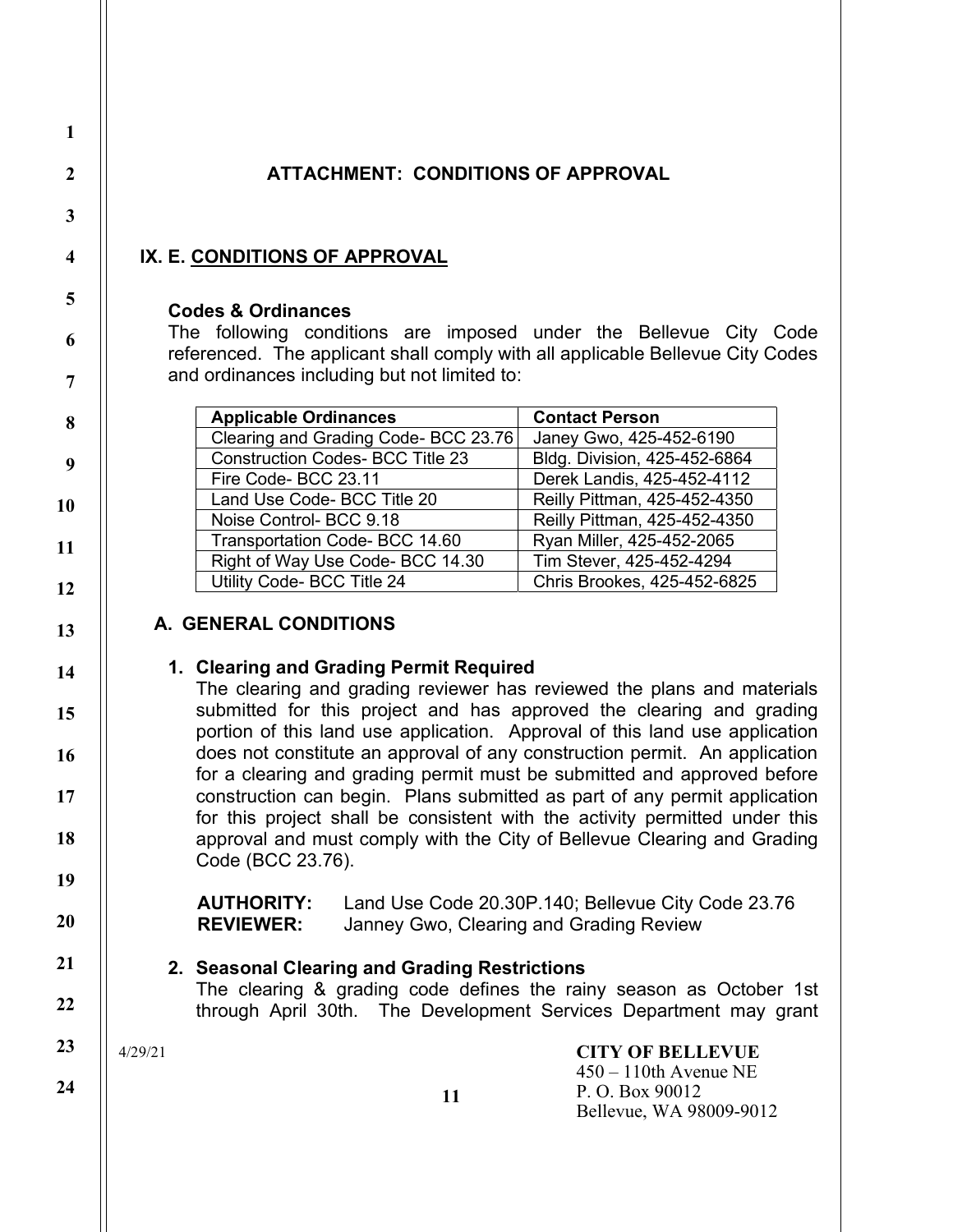## ATTACHMENT: CONDITIONS OF APPROVAL

### IX. E. CONDITIONS OF APPROVAL

**Codes & Ordinances**

The following conditions are imposed under the Bellevue City Code referenced. The applicant shall comply with all applicable Bellevue City Codes and ordinances including but not limited to:

| Applicable Ordinances | Contact Person |
|---|---|
| Clearing and Grading Code- BCC 23.76 | Janey Gwo, 425-452-6190 |
| Construction Codes- BCC Title 23 | Bldg. Division, 425-452-6864 |
| Fire Code- BCC 23.11 | Derek Landis, 425-452-4112 |
| Land Use Code- BCC Title 20 | Reilly Pittman, 425-452-4350 |
| Noise Control- BCC 9.18 | Reilly Pittman, 425-452-4350 |
| Transportation Code- BCC 14.60 | Ryan Miller, 425-452-2065 |
| Right of Way Use Code- BCC 14.30 | Tim Stever, 425-452-4294 |
| Utility Code- BCC Title 24 | Chris Brookes, 425-452-6825 |

### A. GENERAL CONDITIONS

**1. Clearing and Grading Permit Required**

The clearing and grading reviewer has reviewed the plans and materials submitted for this project and has approved the clearing and grading portion of this land use application. Approval of this land use application does not constitute an approval of any construction permit. An application for a clearing and grading permit must be submitted and approved before construction can begin. Plans submitted as part of any permit application for this project shall be consistent with the activity permitted under this approval and must comply with the City of Bellevue Clearing and Grading Code (BCC 23.76).

**AUTHORITY:** Land Use Code 20.30P.140; Bellevue City Code 23.76
**REVIEWER:** Janney Gwo, Clearing and Grading Review

**2. Seasonal Clearing and Grading Restrictions**

The clearing & grading code defines the rainy season as October 1st through April 30th. The Development Services Department may grant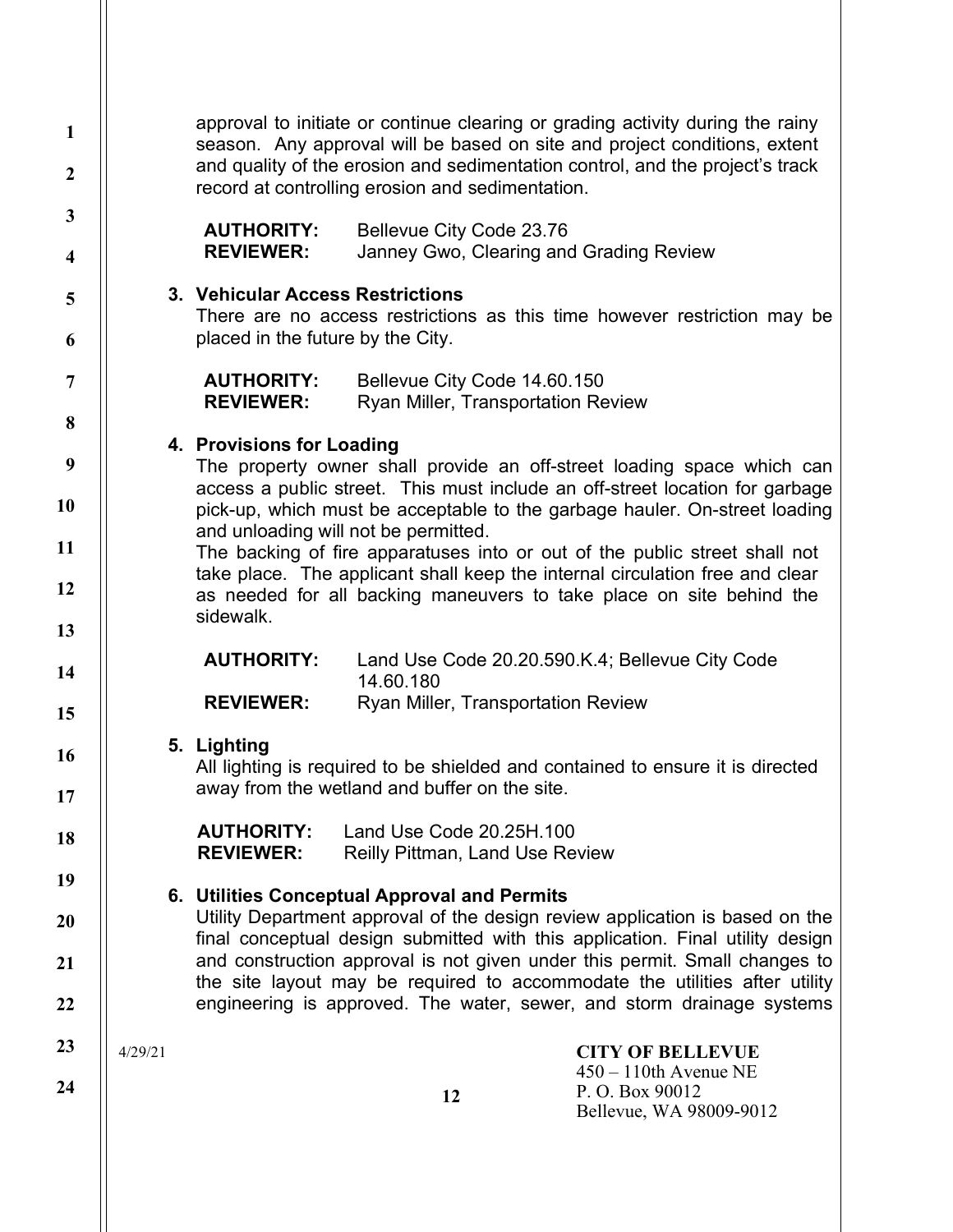approval to initiate or continue clearing or grading activity during the rainy season. Any approval will be based on site and project conditions, extent and quality of the erosion and sedimentation control, and the project's track record at controlling erosion and sedimentation.

**AUTHORITY:** Bellevue City Code 23.76
**REVIEWER:** Janney Gwo, Clearing and Grading Review

**3. Vehicular Access Restrictions**

There are no access restrictions as this time however restriction may be placed in the future by the City.

**AUTHORITY:** Bellevue City Code 14.60.150
**REVIEWER:** Ryan Miller, Transportation Review

**4. Provisions for Loading**

The property owner shall provide an off-street loading space which can access a public street. This must include an off-street location for garbage pick-up, which must be acceptable to the garbage hauler. On-street loading and unloading will not be permitted.

The backing of fire apparatuses into or out of the public street shall not take place. The applicant shall keep the internal circulation free and clear as needed for all backing maneuvers to take place on site behind the sidewalk.

**AUTHORITY:** Land Use Code 20.20.590.K.4; Bellevue City Code 14.60.180
**REVIEWER:** Ryan Miller, Transportation Review

**5. Lighting**

All lighting is required to be shielded and contained to ensure it is directed away from the wetland and buffer on the site.

**AUTHORITY:** Land Use Code 20.25H.100
**REVIEWER:** Reilly Pittman, Land Use Review

**6. Utilities Conceptual Approval and Permits**

Utility Department approval of the design review application is based on the final conceptual design submitted with this application. Final utility design and construction approval is not given under this permit. Small changes to the site layout may be required to accommodate the utilities after utility engineering is approved. The water, sewer, and storm drainage systems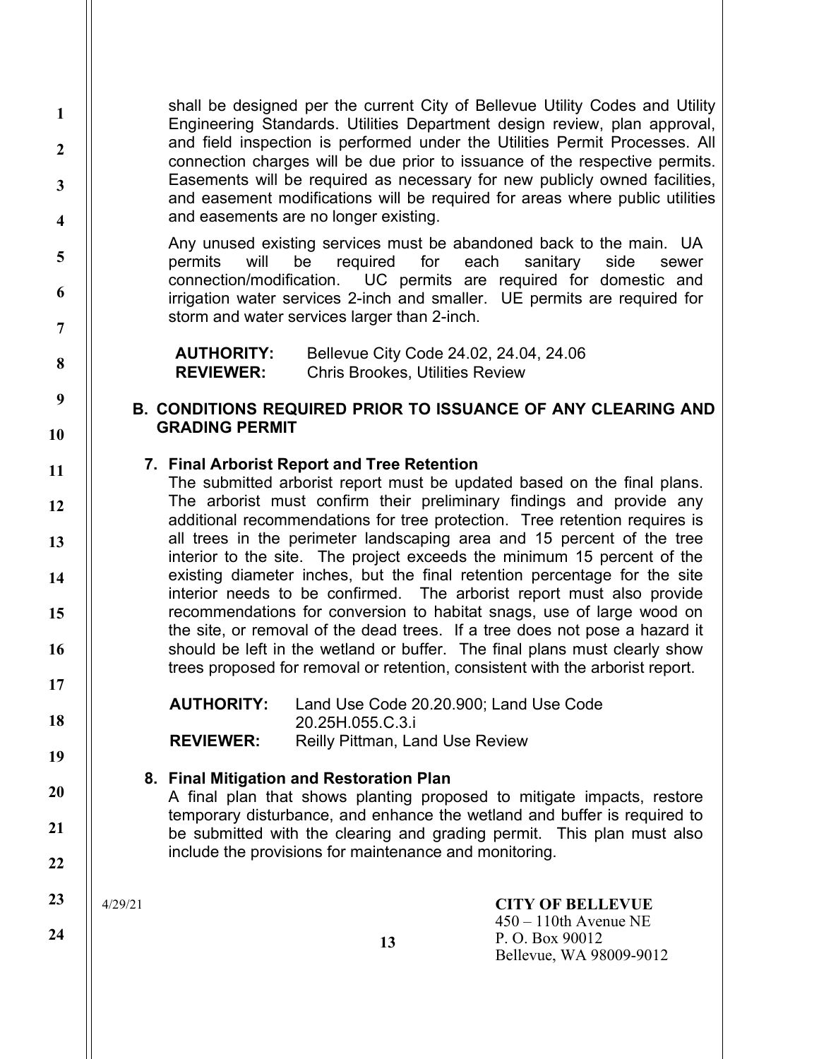shall be designed per the current City of Bellevue Utility Codes and Utility Engineering Standards. Utilities Department design review, plan approval, and field inspection is performed under the Utilities Permit Processes. All connection charges will be due prior to issuance of the respective permits. Easements will be required as necessary for new publicly owned facilities, and easement modifications will be required for areas where public utilities and easements are no longer existing.

Any unused existing services must be abandoned back to the main. UA permits will be required for each sanitary side sewer connection/modification. UC permits are required for domestic and irrigation water services 2-inch and smaller. UE permits are required for storm and water services larger than 2-inch.

**AUTHORITY:** Bellevue City Code 24.02, 24.04, 24.06
**REVIEWER:** Chris Brookes, Utilities Review

## B. CONDITIONS REQUIRED PRIOR TO ISSUANCE OF ANY CLEARING AND GRADING PERMIT

### 7. Final Arborist Report and Tree Retention

The submitted arborist report must be updated based on the final plans. The arborist must confirm their preliminary findings and provide any additional recommendations for tree protection. Tree retention requires is all trees in the perimeter landscaping area and 15 percent of the tree interior to the site. The project exceeds the minimum 15 percent of the existing diameter inches, but the final retention percentage for the site interior needs to be confirmed. The arborist report must also provide recommendations for conversion to habitat snags, use of large wood on the site, or removal of the dead trees. If a tree does not pose a hazard it should be left in the wetland or buffer. The final plans must clearly show trees proposed for removal or retention, consistent with the arborist report.

**AUTHORITY:** Land Use Code 20.20.900; Land Use Code 20.25H.055.C.3.i
**REVIEWER:** Reilly Pittman, Land Use Review

### 8. Final Mitigation and Restoration Plan

A final plan that shows planting proposed to mitigate impacts, restore temporary disturbance, and enhance the wetland and buffer is required to be submitted with the clearing and grading permit. This plan must also include the provisions for maintenance and monitoring.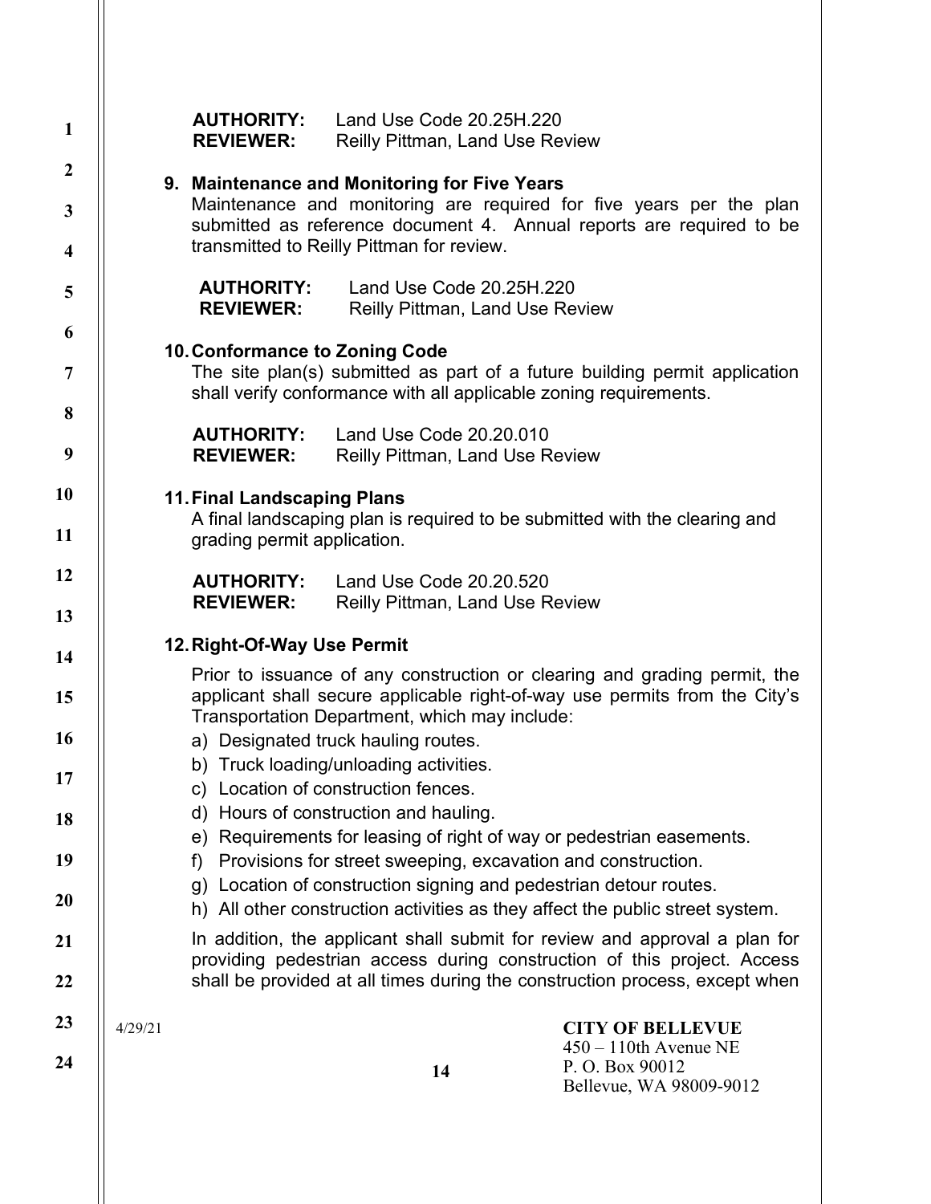**AUTHORITY:** Land Use Code 20.25H.220
**REVIEWER:** Reilly Pittman, Land Use Review

**9. Maintenance and Monitoring for Five Years**

Maintenance and monitoring are required for five years per the plan submitted as reference document 4. Annual reports are required to be transmitted to Reilly Pittman for review.

**AUTHORITY:** Land Use Code 20.25H.220
**REVIEWER:** Reilly Pittman, Land Use Review

**10. Conformance to Zoning Code**

The site plan(s) submitted as part of a future building permit application shall verify conformance with all applicable zoning requirements.

**AUTHORITY:** Land Use Code 20.20.010
**REVIEWER:** Reilly Pittman, Land Use Review

**11. Final Landscaping Plans**

A final landscaping plan is required to be submitted with the clearing and grading permit application.

**AUTHORITY:** Land Use Code 20.20.520
**REVIEWER:** Reilly Pittman, Land Use Review

**12. Right-Of-Way Use Permit**

Prior to issuance of any construction or clearing and grading permit, the applicant shall secure applicable right-of-way use permits from the City's Transportation Department, which may include:

a) Designated truck hauling routes.
b) Truck loading/unloading activities.
c) Location of construction fences.
d) Hours of construction and hauling.
e) Requirements for leasing of right of way or pedestrian easements.
f) Provisions for street sweeping, excavation and construction.
g) Location of construction signing and pedestrian detour routes.
h) All other construction activities as they affect the public street system.

In addition, the applicant shall submit for review and approval a plan for providing pedestrian access during construction of this project. Access shall be provided at all times during the construction process, except when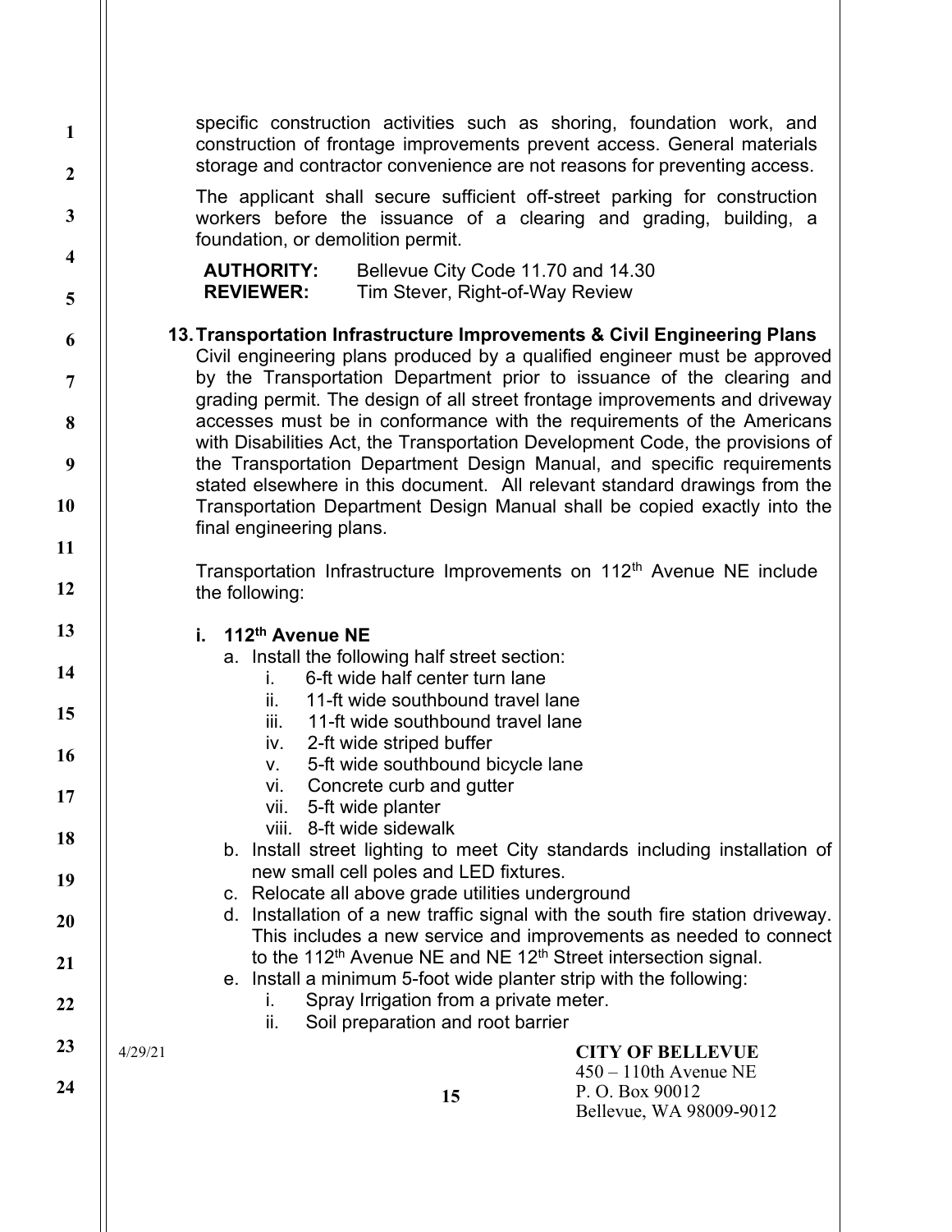specific construction activities such as shoring, foundation work, and construction of frontage improvements prevent access. General materials storage and contractor convenience are not reasons for preventing access.

The applicant shall secure sufficient off-street parking for construction workers before the issuance of a clearing and grading, building, a foundation, or demolition permit.

**AUTHORITY:** Bellevue City Code 11.70 and 14.30
**REVIEWER:** Tim Stever, Right-of-Way Review

**13. Transportation Infrastructure Improvements & Civil Engineering Plans**
Civil engineering plans produced by a qualified engineer must be approved by the Transportation Department prior to issuance of the clearing and grading permit. The design of all street frontage improvements and driveway accesses must be in conformance with the requirements of the Americans with Disabilities Act, the Transportation Development Code, the provisions of the Transportation Department Design Manual, and specific requirements stated elsewhere in this document. All relevant standard drawings from the Transportation Department Design Manual shall be copied exactly into the final engineering plans.

Transportation Infrastructure Improvements on 112th Avenue NE include the following:

**i. 112th Avenue NE**

a. Install the following half street section:
   i. 6-ft wide half center turn lane
   ii. 11-ft wide southbound travel lane
   iii. 11-ft wide southbound travel lane
   iv. 2-ft wide striped buffer
   v. 5-ft wide southbound bicycle lane
   vi. Concrete curb and gutter
   vii. 5-ft wide planter
   viii. 8-ft wide sidewalk

b. Install street lighting to meet City standards including installation of new small cell poles and LED fixtures.

c. Relocate all above grade utilities underground

d. Installation of a new traffic signal with the south fire station driveway. This includes a new service and improvements as needed to connect to the 112th Avenue NE and NE 12th Street intersection signal.

e. Install a minimum 5-foot wide planter strip with the following:
   i. Spray Irrigation from a private meter.
   ii. Soil preparation and root barrier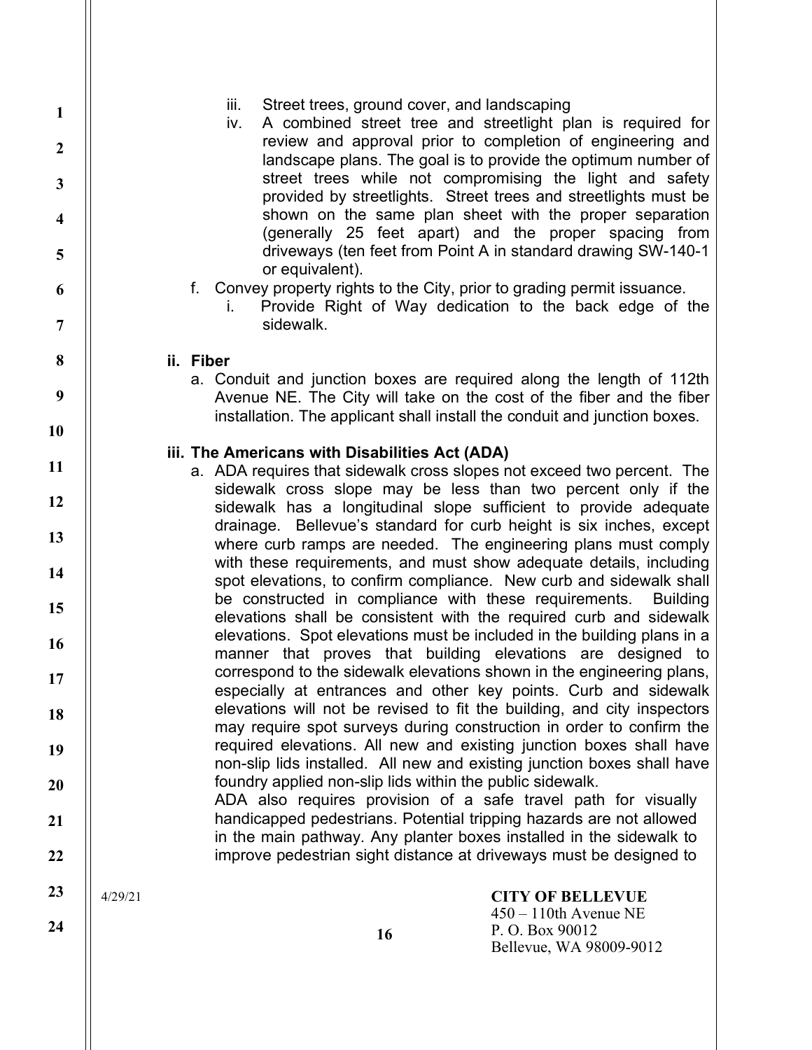iii. Street trees, ground cover, and landscaping

iv. A combined street tree and streetlight plan is required for review and approval prior to completion of engineering and landscape plans. The goal is to provide the optimum number of street trees while not compromising the light and safety provided by streetlights. Street trees and streetlights must be shown on the same plan sheet with the proper separation (generally 25 feet apart) and the proper spacing from driveways (ten feet from Point A in standard drawing SW-140-1 or equivalent).

f. Convey property rights to the City, prior to grading permit issuance.

   i. Provide Right of Way dedication to the back edge of the sidewalk.

**ii. Fiber**

a. Conduit and junction boxes are required along the length of 112th Avenue NE. The City will take on the cost of the fiber and the fiber installation. The applicant shall install the conduit and junction boxes.

**iii. The Americans with Disabilities Act (ADA)**

a. ADA requires that sidewalk cross slopes not exceed two percent. The sidewalk cross slope may be less than two percent only if the sidewalk has a longitudinal slope sufficient to provide adequate drainage. Bellevue's standard for curb height is six inches, except where curb ramps are needed. The engineering plans must comply with these requirements, and must show adequate details, including spot elevations, to confirm compliance. New curb and sidewalk shall be constructed in compliance with these requirements. Building elevations shall be consistent with the required curb and sidewalk elevations. Spot elevations must be included in the building plans in a manner that proves that building elevations are designed to correspond to the sidewalk elevations shown in the engineering plans, especially at entrances and other key points. Curb and sidewalk elevations will not be revised to fit the building, and city inspectors may require spot surveys during construction in order to confirm the required elevations. All new and existing junction boxes shall have non-slip lids installed. All new and existing junction boxes shall have foundry applied non-slip lids within the public sidewalk.

   ADA also requires provision of a safe travel path for visually handicapped pedestrians. Potential tripping hazards are not allowed in the main pathway. Any planter boxes installed in the sidewalk to improve pedestrian sight distance at driveways must be designed to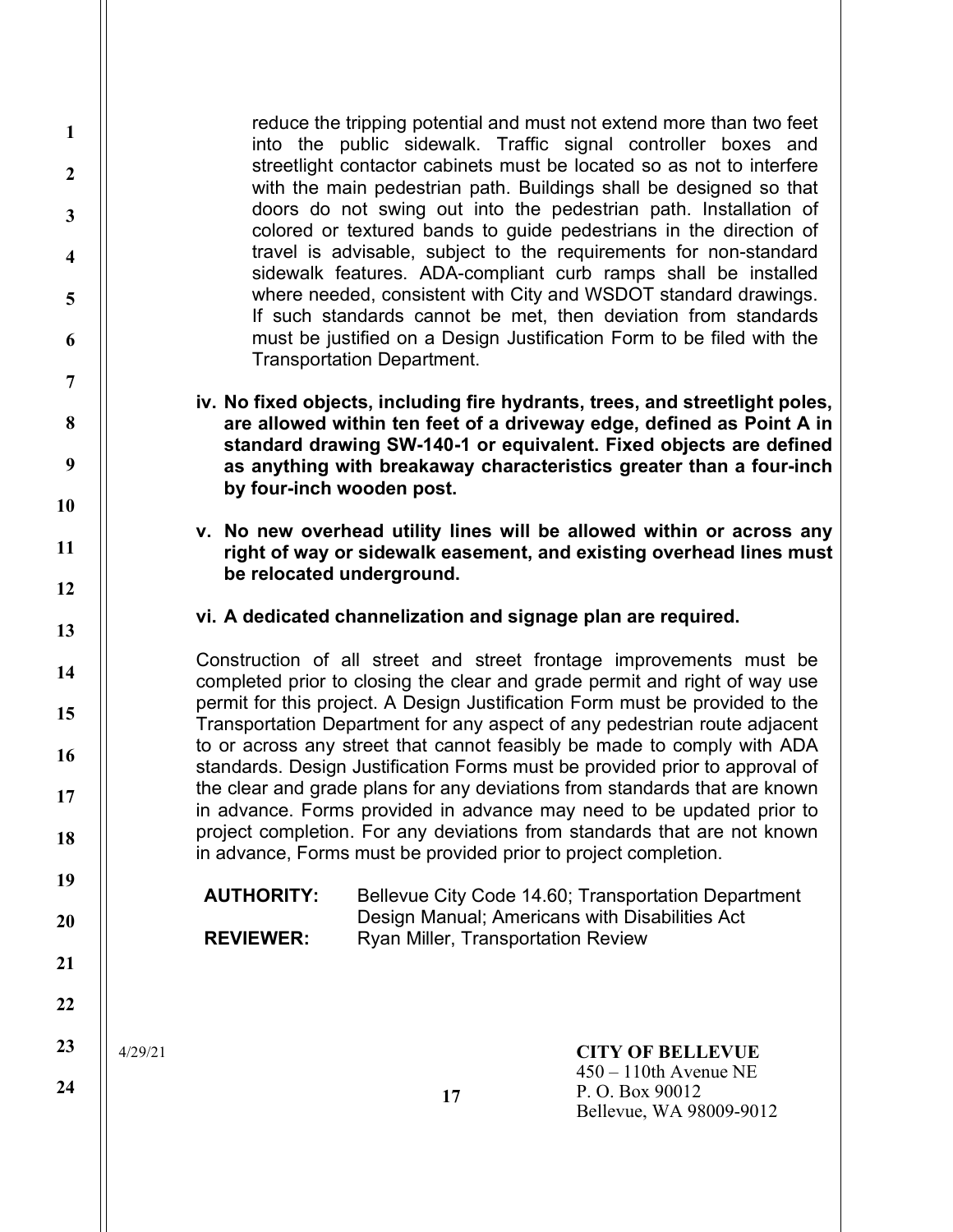reduce the tripping potential and must not extend more than two feet into the public sidewalk. Traffic signal controller boxes and streetlight contactor cabinets must be located so as not to interfere with the main pedestrian path. Buildings shall be designed so that doors do not swing out into the pedestrian path. Installation of colored or textured bands to guide pedestrians in the direction of travel is advisable, subject to the requirements for non-standard sidewalk features. ADA-compliant curb ramps shall be installed where needed, consistent with City and WSDOT standard drawings. If such standards cannot be met, then deviation from standards must be justified on a Design Justification Form to be filed with the Transportation Department.

**iv. No fixed objects, including fire hydrants, trees, and streetlight poles, are allowed within ten feet of a driveway edge, defined as Point A in standard drawing SW-140-1 or equivalent. Fixed objects are defined as anything with breakaway characteristics greater than a four-inch by four-inch wooden post.**

**v. No new overhead utility lines will be allowed within or across any right of way or sidewalk easement, and existing overhead lines must be relocated underground.**

**vi. A dedicated channelization and signage plan are required.**

Construction of all street and street frontage improvements must be completed prior to closing the clear and grade permit and right of way use permit for this project. A Design Justification Form must be provided to the Transportation Department for any aspect of any pedestrian route adjacent to or across any street that cannot feasibly be made to comply with ADA standards. Design Justification Forms must be provided prior to approval of the clear and grade plans for any deviations from standards that are known in advance. Forms provided in advance may need to be updated prior to project completion. For any deviations from standards that are not known in advance, Forms must be provided prior to project completion.

**AUTHORITY:** Bellevue City Code 14.60; Transportation Department Design Manual; Americans with Disabilities Act

**REVIEWER:** Ryan Miller, Transportation Review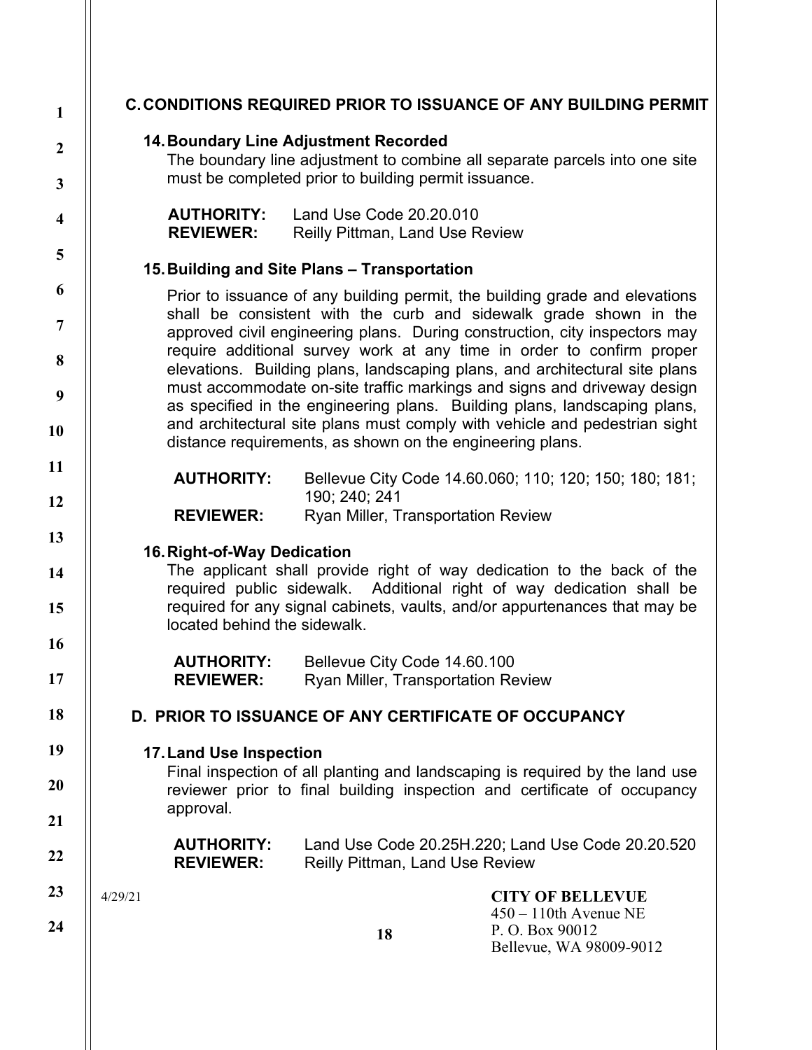## C. CONDITIONS REQUIRED PRIOR TO ISSUANCE OF ANY BUILDING PERMIT

### 14. Boundary Line Adjustment Recorded

The boundary line adjustment to combine all separate parcels into one site must be completed prior to building permit issuance.

**AUTHORITY:** Land Use Code 20.20.010
**REVIEWER:** Reilly Pittman, Land Use Review

### 15. Building and Site Plans – Transportation

Prior to issuance of any building permit, the building grade and elevations shall be consistent with the curb and sidewalk grade shown in the approved civil engineering plans. During construction, city inspectors may require additional survey work at any time in order to confirm proper elevations. Building plans, landscaping plans, and architectural site plans must accommodate on-site traffic markings and signs and driveway design as specified in the engineering plans. Building plans, landscaping plans, and architectural site plans must comply with vehicle and pedestrian sight distance requirements, as shown on the engineering plans.

**AUTHORITY:** Bellevue City Code 14.60.060; 110; 120; 150; 180; 181; 190; 240; 241
**REVIEWER:** Ryan Miller, Transportation Review

### 16. Right-of-Way Dedication

The applicant shall provide right of way dedication to the back of the required public sidewalk. Additional right of way dedication shall be required for any signal cabinets, vaults, and/or appurtenances that may be located behind the sidewalk.

**AUTHORITY:** Bellevue City Code 14.60.100
**REVIEWER:** Ryan Miller, Transportation Review

## D. PRIOR TO ISSUANCE OF ANY CERTIFICATE OF OCCUPANCY

### 17. Land Use Inspection

Final inspection of all planting and landscaping is required by the land use reviewer prior to final building inspection and certificate of occupancy approval.

**AUTHORITY:** Land Use Code 20.25H.220; Land Use Code 20.20.520
**REVIEWER:** Reilly Pittman, Land Use Review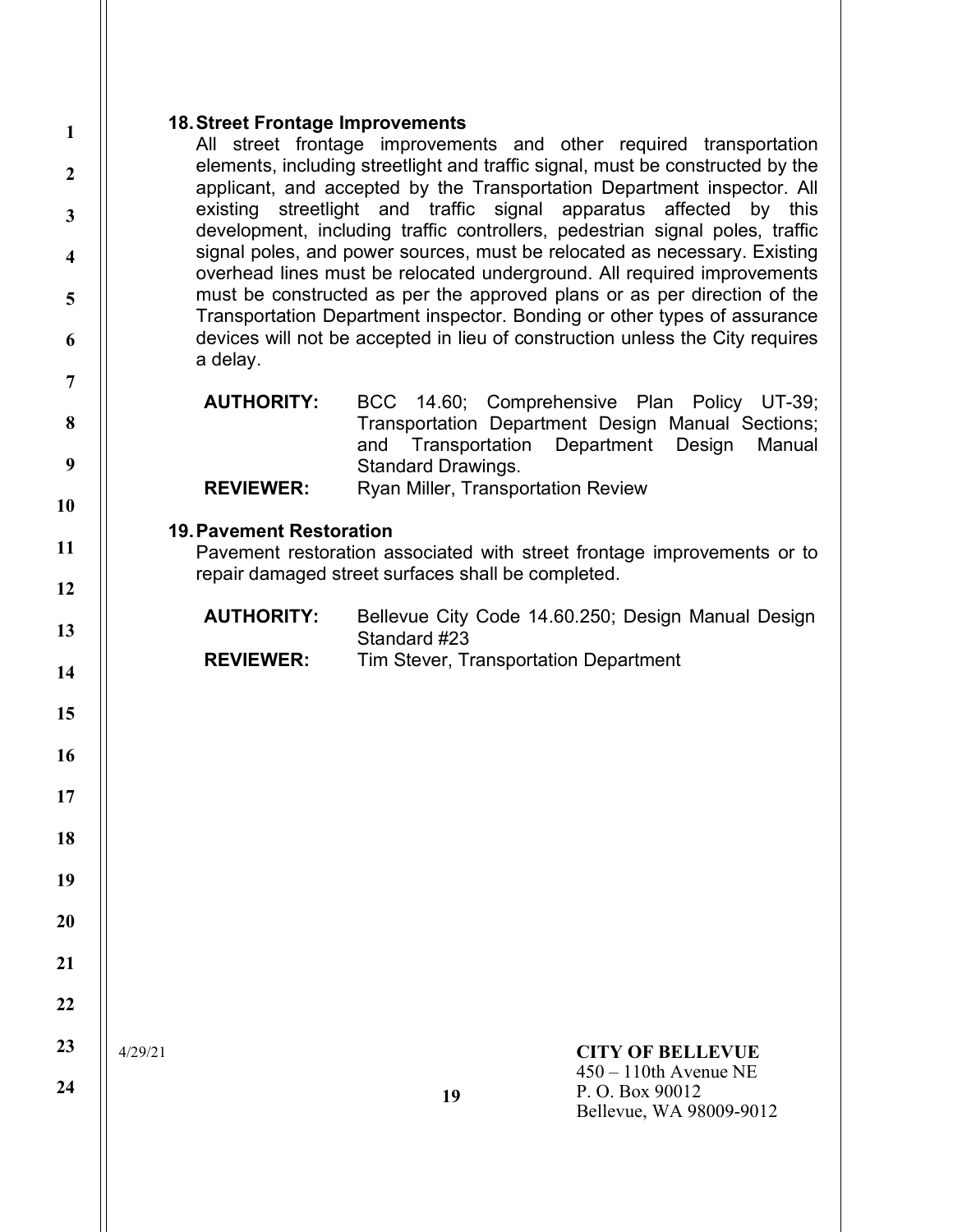**18. Street Frontage Improvements**

All street frontage improvements and other required transportation elements, including streetlight and traffic signal, must be constructed by the applicant, and accepted by the Transportation Department inspector. All existing streetlight and traffic signal apparatus affected by this development, including traffic controllers, pedestrian signal poles, traffic signal poles, and power sources, must be relocated as necessary. Existing overhead lines must be relocated underground. All required improvements must be constructed as per the approved plans or as per direction of the Transportation Department inspector. Bonding or other types of assurance devices will not be accepted in lieu of construction unless the City requires a delay.

**AUTHORITY:** BCC 14.60; Comprehensive Plan Policy UT-39; Transportation Department Design Manual Sections; and Transportation Department Design Manual Standard Drawings.

**REVIEWER:** Ryan Miller, Transportation Review

**19. Pavement Restoration**

Pavement restoration associated with street frontage improvements or to repair damaged street surfaces shall be completed.

**AUTHORITY:** Bellevue City Code 14.60.250; Design Manual Design Standard #23

**REVIEWER:** Tim Stever, Transportation Department

4/29/21

**CITY OF BELLEVUE**
450 – 110th Avenue NE
P. O. Box 90012
Bellevue, WA 98009-9012